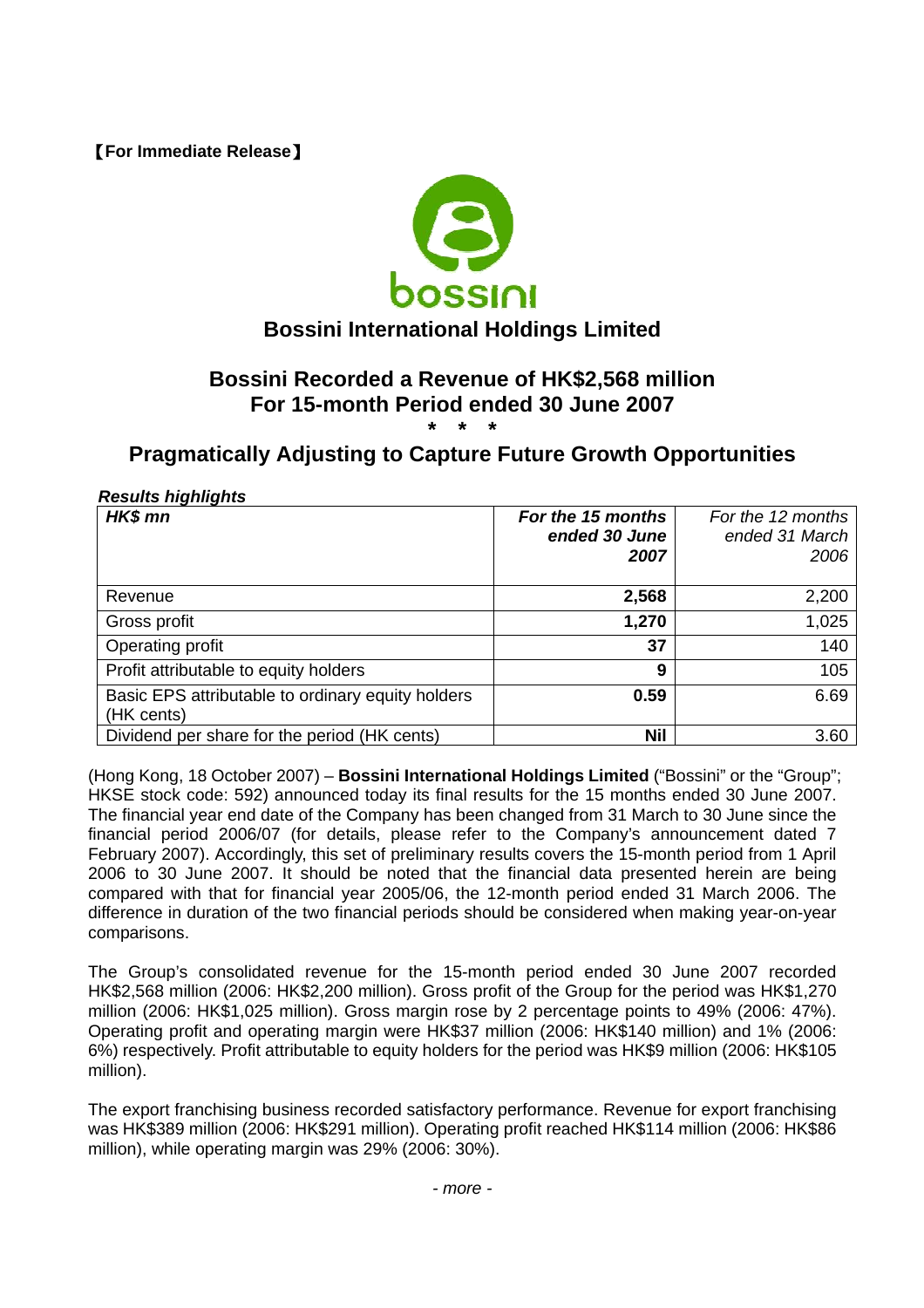【For Immediate Release】

bossini

# Bossini International Holdings Limited

## Bossini Recorded a Revenue of HK$2,568 million For 15-month Period ended 30 June 2007

\* \* \*

## Pragmatically Adjusting to Capture Future Growth Opportunities

***Results highlights***

| ***HK$ mn*** | ***For the 15 months ended 30 June 2007*** | *For the 12 months ended 31 March 2006* |
|---|---|---|
| Revenue | **2,568** | 2,200 |
| Gross profit | **1,270** | 1,025 |
| Operating profit | **37** | 140 |
| Profit attributable to equity holders | **9** | 105 |
| Basic EPS attributable to ordinary equity holders (HK cents) | **0.59** | 6.69 |
| Dividend per share for the period (HK cents) | **Nil** | 3.60 |

(Hong Kong, 18 October 2007) – **Bossini International Holdings Limited** ("Bossini" or the "Group"; HKSE stock code: 592) announced today its final results for the 15 months ended 30 June 2007. The financial year end date of the Company has been changed from 31 March to 30 June since the financial period 2006/07 (for details, please refer to the Company's announcement dated 7 February 2007). Accordingly, this set of preliminary results covers the 15-month period from 1 April 2006 to 30 June 2007. It should be noted that the financial data presented herein are being compared with that for financial year 2005/06, the 12-month period ended 31 March 2006. The difference in duration of the two financial periods should be considered when making year-on-year comparisons.

The Group's consolidated revenue for the 15-month period ended 30 June 2007 recorded HK$2,568 million (2006: HK$2,200 million). Gross profit of the Group for the period was HK$1,270 million (2006: HK$1,025 million). Gross margin rose by 2 percentage points to 49% (2006: 47%). Operating profit and operating margin were HK$37 million (2006: HK$140 million) and 1% (2006: 6%) respectively. Profit attributable to equity holders for the period was HK$9 million (2006: HK$105 million).

The export franchising business recorded satisfactory performance. Revenue for export franchising was HK$389 million (2006: HK$291 million). Operating profit reached HK$114 million (2006: HK$86 million), while operating margin was 29% (2006: 30%).

*- more -*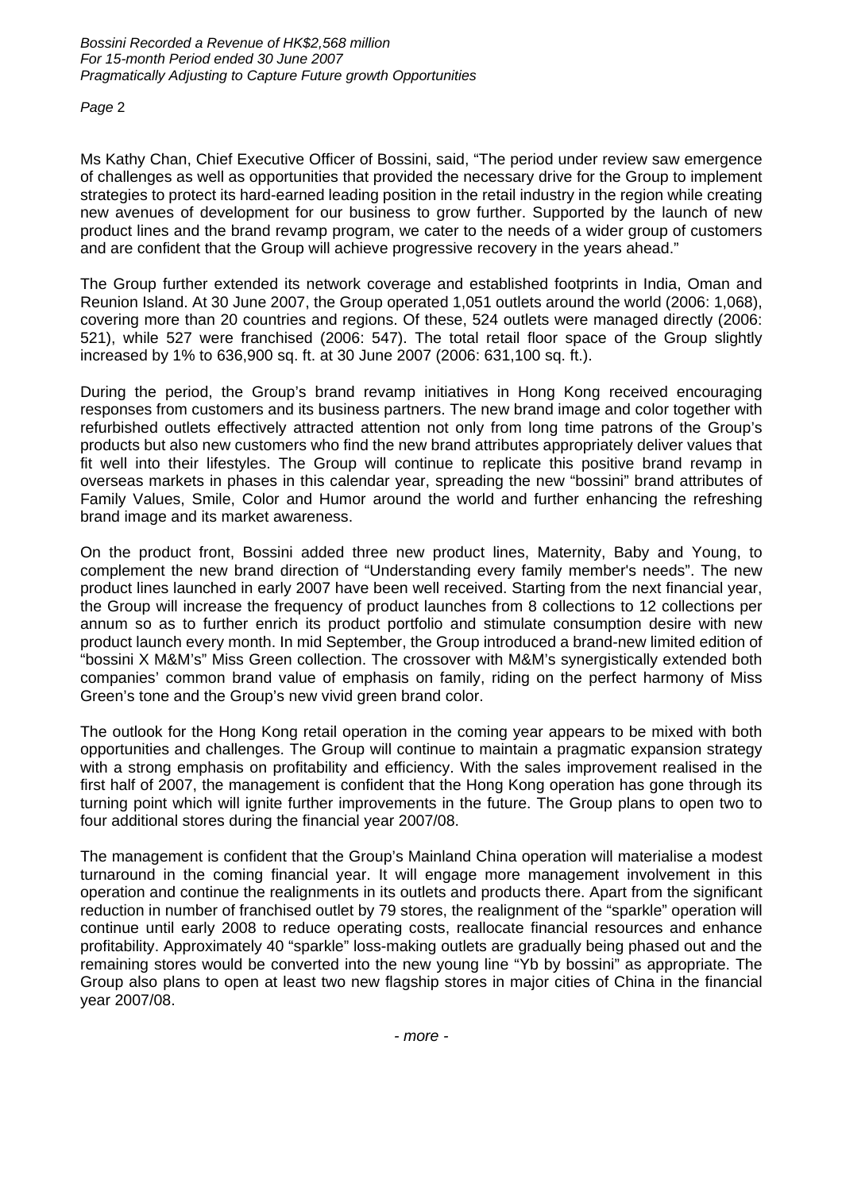Ms Kathy Chan, Chief Executive Officer of Bossini, said, "The period under review saw emergence of challenges as well as opportunities that provided the necessary drive for the Group to implement strategies to protect its hard-earned leading position in the retail industry in the region while creating new avenues of development for our business to grow further. Supported by the launch of new product lines and the brand revamp program, we cater to the needs of a wider group of customers and are confident that the Group will achieve progressive recovery in the years ahead."

The Group further extended its network coverage and established footprints in India, Oman and Reunion Island. At 30 June 2007, the Group operated 1,051 outlets around the world (2006: 1,068), covering more than 20 countries and regions. Of these, 524 outlets were managed directly (2006: 521), while 527 were franchised (2006: 547). The total retail floor space of the Group slightly increased by 1% to 636,900 sq. ft. at 30 June 2007 (2006: 631,100 sq. ft.).

During the period, the Group's brand revamp initiatives in Hong Kong received encouraging responses from customers and its business partners. The new brand image and color together with refurbished outlets effectively attracted attention not only from long time patrons of the Group's products but also new customers who find the new brand attributes appropriately deliver values that fit well into their lifestyles. The Group will continue to replicate this positive brand revamp in overseas markets in phases in this calendar year, spreading the new "bossini" brand attributes of Family Values, Smile, Color and Humor around the world and further enhancing the refreshing brand image and its market awareness.

On the product front, Bossini added three new product lines, Maternity, Baby and Young, to complement the new brand direction of "Understanding every family member's needs". The new product lines launched in early 2007 have been well received. Starting from the next financial year, the Group will increase the frequency of product launches from 8 collections to 12 collections per annum so as to further enrich its product portfolio and stimulate consumption desire with new product launch every month. In mid September, the Group introduced a brand-new limited edition of "bossini X M&M's" Miss Green collection. The crossover with M&M's synergistically extended both companies' common brand value of emphasis on family, riding on the perfect harmony of Miss Green's tone and the Group's new vivid green brand color.

The outlook for the Hong Kong retail operation in the coming year appears to be mixed with both opportunities and challenges. The Group will continue to maintain a pragmatic expansion strategy with a strong emphasis on profitability and efficiency. With the sales improvement realised in the first half of 2007, the management is confident that the Hong Kong operation has gone through its turning point which will ignite further improvements in the future. The Group plans to open two to four additional stores during the financial year 2007/08.

The management is confident that the Group's Mainland China operation will materialise a modest turnaround in the coming financial year. It will engage more management involvement in this operation and continue the realignments in its outlets and products there. Apart from the significant reduction in number of franchised outlet by 79 stores, the realignment of the "sparkle" operation will continue until early 2008 to reduce operating costs, reallocate financial resources and enhance profitability. Approximately 40 "sparkle" loss-making outlets are gradually being phased out and the remaining stores would be converted into the new young line "Yb by bossini" as appropriate. The Group also plans to open at least two new flagship stores in major cities of China in the financial year 2007/08.

*- more -*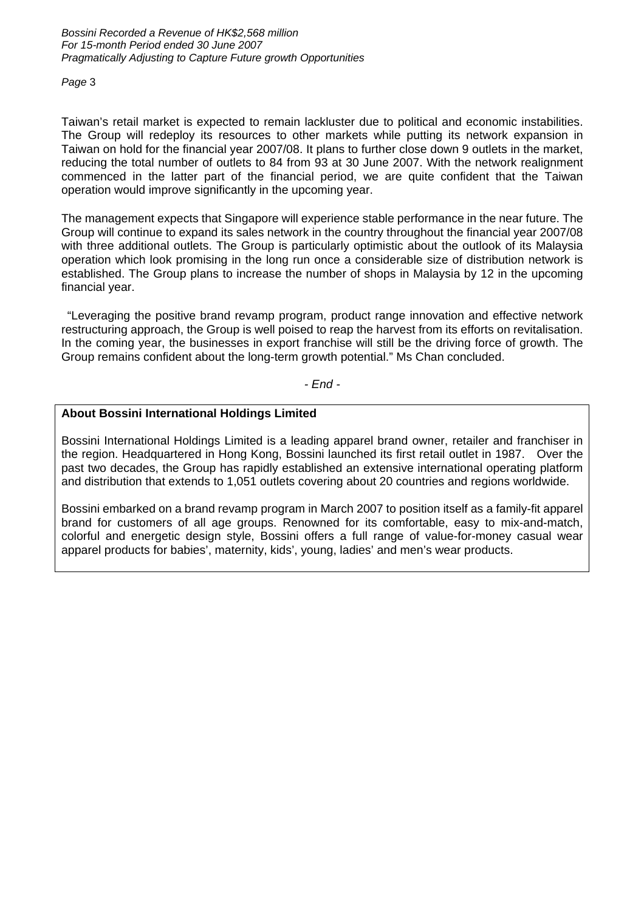Taiwan's retail market is expected to remain lackluster due to political and economic instabilities. The Group will redeploy its resources to other markets while putting its network expansion in Taiwan on hold for the financial year 2007/08. It plans to further close down 9 outlets in the market, reducing the total number of outlets to 84 from 93 at 30 June 2007. With the network realignment commenced in the latter part of the financial period, we are quite confident that the Taiwan operation would improve significantly in the upcoming year.

The management expects that Singapore will experience stable performance in the near future. The Group will continue to expand its sales network in the country throughout the financial year 2007/08 with three additional outlets. The Group is particularly optimistic about the outlook of its Malaysia operation which look promising in the long run once a considerable size of distribution network is established. The Group plans to increase the number of shops in Malaysia by 12 in the upcoming financial year.

"Leveraging the positive brand revamp program, product range innovation and effective network restructuring approach, the Group is well poised to reap the harvest from its efforts on revitalisation. In the coming year, the businesses in export franchise will still be the driving force of growth. The Group remains confident about the long-term growth potential." Ms Chan concluded.

*- End -*

**About Bossini International Holdings Limited**

Bossini International Holdings Limited is a leading apparel brand owner, retailer and franchiser in the region. Headquartered in Hong Kong, Bossini launched its first retail outlet in 1987. Over the past two decades, the Group has rapidly established an extensive international operating platform and distribution that extends to 1,051 outlets covering about 20 countries and regions worldwide.

Bossini embarked on a brand revamp program in March 2007 to position itself as a family-fit apparel brand for customers of all age groups. Renowned for its comfortable, easy to mix-and-match, colorful and energetic design style, Bossini offers a full range of value-for-money casual wear apparel products for babies', maternity, kids', young, ladies' and men's wear products.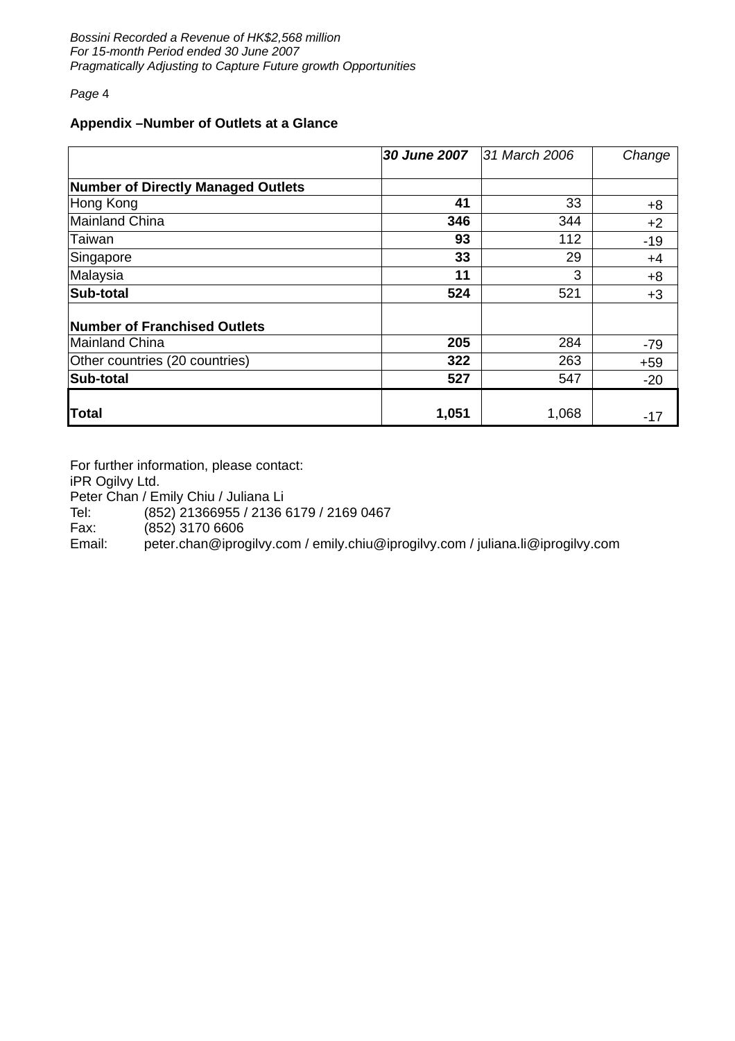## Appendix –Number of Outlets at a Glance

| | ***30 June 2007*** | *31 March 2006* | *Change* |
|---|---|---|---|
| **Number of Directly Managed Outlets** | | | |
| Hong Kong | **41** | 33 | +8 |
| Mainland China | **346** | 344 | +2 |
| Taiwan | **93** | 112 | -19 |
| Singapore | **33** | 29 | +4 |
| Malaysia | **11** | 3 | +8 |
| **Sub-total** | **524** | 521 | +3 |
| **Number of Franchised Outlets** | | | |
| Mainland China | **205** | 284 | -79 |
| Other countries (20 countries) | **322** | 263 | +59 |
| **Sub-total** | **527** | 547 | -20 |
| **Total** | **1,051** | 1,068 | -17 |

For further information, please contact:
iPR Ogilvy Ltd.
Peter Chan / Emily Chiu / Juliana Li
Tel: (852) 21366955 / 2136 6179 / 2169 0467
Fax: (852) 3170 6606
Email: peter.chan@iprogilvy.com / emily.chiu@iprogilvy.com / juliana.li@iprogilvy.com